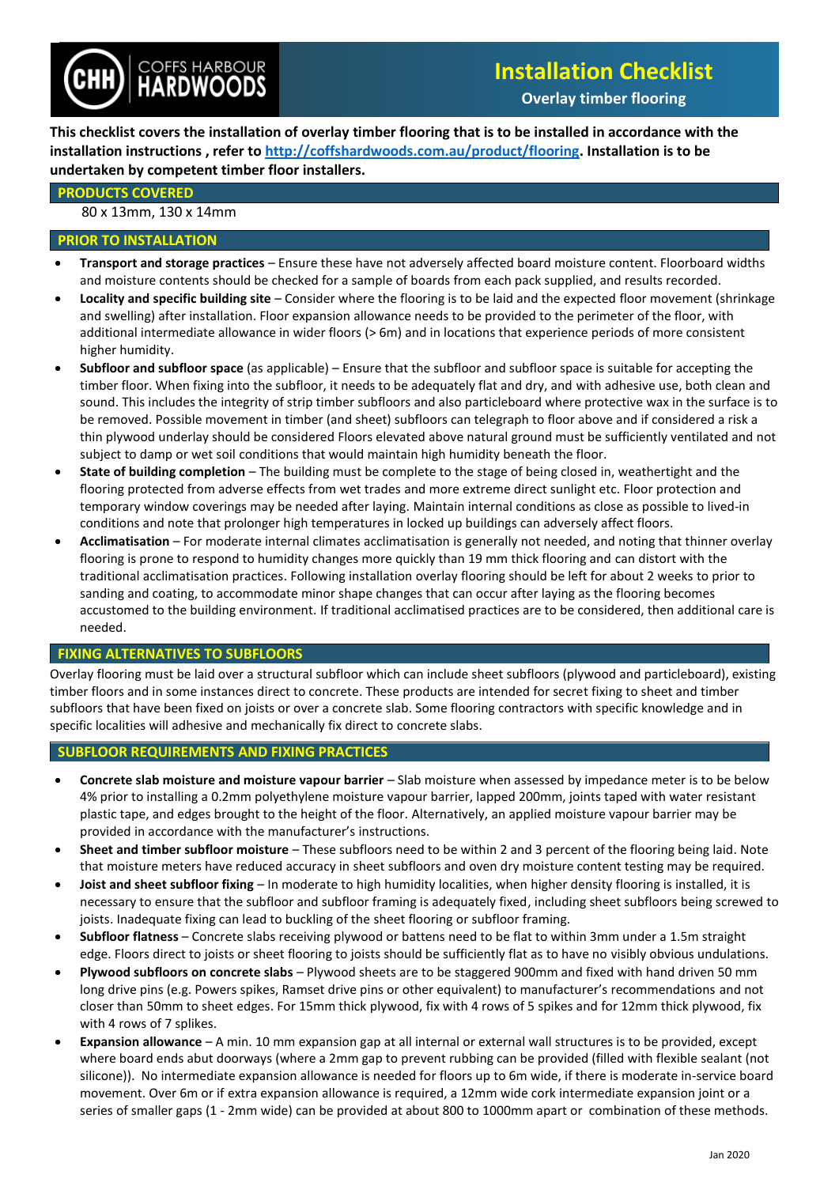COFFS HARBOUR HARDWOODS

# Installation Checklist

## Overlay timber flooring

**This checklist covers the installation of overlay timber flooring that is to be installed in accordance with the installation instructions , refer to [http://coffshardwoods.com.au/product/flooring](http://coffshardwoods.com.au/product/flooring). Installation is to be undertaken by competent timber floor installers.**

## PRODUCTS COVERED

80 x 13mm, 130 x 14mm

## PRIOR TO INSTALLATION

- **Transport and storage practices** – Ensure these have not adversely affected board moisture content. Floorboard widths and moisture contents should be checked for a sample of boards from each pack supplied, and results recorded.
- **Locality and specific building site** – Consider where the flooring is to be laid and the expected floor movement (shrinkage and swelling) after installation. Floor expansion allowance needs to be provided to the perimeter of the floor, with additional intermediate allowance in wider floors (> 6m) and in locations that experience more consistent higher humidity.
- **Subfloor and subfloor space** (as applicable) – Ensure that the subfloor and subfloor space is suitable for accepting the timber floor. When fixing into the subfloor, it needs to be adequately flat and dry, and with adhesive use, both clean and sound. This includes the integrity of strip timber subfloors and also particleboard where protective wax in the surface is to be removed. Possible movement in timber (and sheet) subfloors can telegraph to floor above and if considered a risk a thin plywood underlay should be considered Floors elevated above natural ground must be sufficiently ventilated and not subject to damp or wet soil conditions that would maintain high humidity beneath the floor.
- **State of building completion** – The building must be complete to the stage of being closed in, weathertight and the flooring protected from adverse effects from wet trades and more extreme direct sunlight etc. Floor protection and temporary window coverings may be needed after laying. Maintain internal conditions as close as possible to lived-in conditions and note that prolonger high temperatures in locked up buildings can adversely affect floors.
- **Acclimatisation** – For moderate internal climates acclimatisation is generally not needed, and noting that thinner overlay flooring is prone to respond to humidity changes more quickly than 19 mm thick flooring and can distort with the traditional acclimatisation practices. Following installation overlay flooring should be left for about 2 weeks to prior to sanding and coating, to accommodate minor shape changes that can occur after laying as the flooring becomes accustomed to the building environment. If traditional acclimatised practices are to be considered, then additional care is needed.

## FIXING ALTERNATIVES TO SUBFLOORS

Overlay flooring must be laid over a structural subfloor which can include sheet subfloors (plywood and particleboard), existing timber floors and in some instances direct to concrete. These products are intended for secret fixing to sheet and timber subfloors that have been fixed on joists or over a concrete slab. Some flooring contractors with specific knowledge and in specific localities will adhesive and mechanically fix direct to concrete slabs.

## SUBFLOOR REQUIREMENTS AND FIXING PRACTICES

- **Concrete slab moisture and moisture vapour barrier** – Slab moisture when assessed by impedance meter is to be below 4% prior to installing a 0.2mm polyethylene moisture vapour barrier, lapped 200mm, joints taped with water resistant plastic tape, and edges brought to the height of the floor. Alternatively, an applied moisture vapour barrier may be provided in accordance with the manufacturer's instructions.
- **Sheet and timber subfloor moisture** – These subfloors need to be within 2 and 3 percent of the flooring being laid. Note that moisture meters have reduced accuracy in sheet subfloors and oven dry moisture content testing may be required.
- **Joist and sheet subfloor fixing** – In moderate to high humidity localities, when higher density flooring is installed, it is necessary to ensure that the subfloor and subfloor framing is adequately fixed, including sheet subfloors being screwed to joists. Inadequate fixing can lead to buckling of the sheet flooring or subfloor framing.
- **Subfloor flatness** – Concrete slabs receiving plywood or battens need to be flat to within 3mm under a 1.5m straight edge. Floors direct to joists or sheet flooring to joists should be sufficiently flat as to have no visibly obvious undulations.
- **Plywood subfloors on concrete slabs** – Plywood sheets are to be staggered 900mm and fixed with hand driven 50 mm long drive pins (e.g. Powers spikes, Ramset drive pins or other equivalent) to manufacturer's recommendations and not closer than 50mm to sheet edges. For 15mm thick plywood, fix with 4 rows of 5 spikes and for 12mm thick plywood, fix with 4 rows of 7 splikes.
- **Expansion allowance** – A min. 10 mm expansion gap at all internal or external wall structures is to be provided, except where board ends abut doorways (where a 2mm gap to prevent rubbing can be provided (filled with flexible sealant (not silicone)). No intermediate expansion allowance is needed for floors up to 6m wide, if there is moderate in-service board movement. Over 6m or if extra expansion allowance is required, a 12mm wide cork intermediate expansion joint or a series of smaller gaps (1 - 2mm wide) can be provided at about 800 to 1000mm apart or combination of these methods.

Jan 2020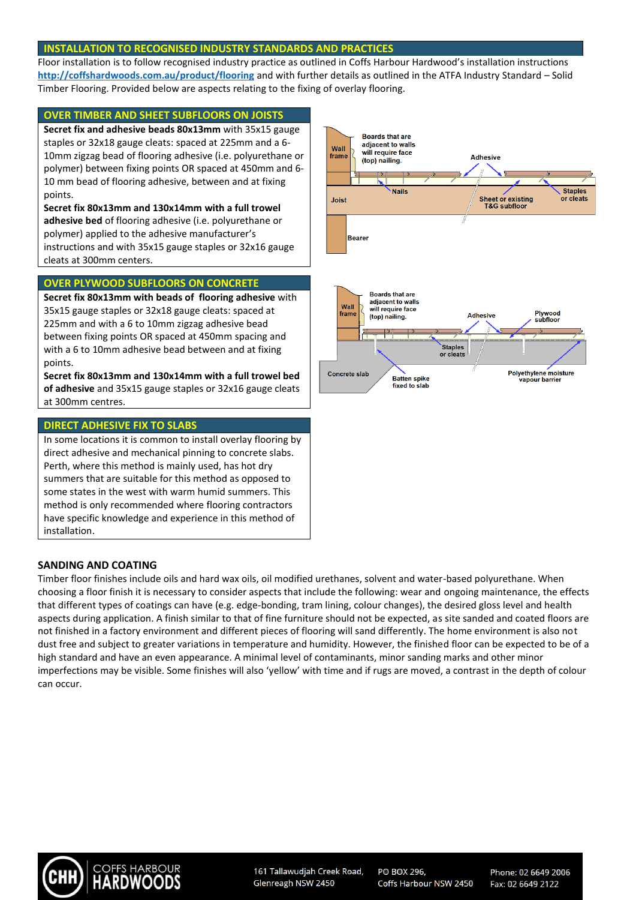## INSTALLATION TO RECOGNISED INDUSTRY STANDARDS AND PRACTICES

Floor installation is to follow recognised industry practice as outlined in Coffs Harbour Hardwood's installation instructions [http://coffshardwoods.com.au/product/flooring](http://coffshardwoods.com.au/product/flooring) and with further details as outlined in the ATFA Industry Standard – Solid Timber Flooring. Provided below are aspects relating to the fixing of overlay flooring.

### OVER TIMBER AND SHEET SUBFLOORS ON JOISTS

**Secret fix and adhesive beads 80x13mm** with 35x15 gauge staples or 32x18 gauge cleats: spaced at 225mm and a 6-10mm zigzag bead of flooring adhesive (i.e. polyurethane or polymer) between fixing points OR spaced at 450mm and 6-10 mm bead of flooring adhesive, between and at fixing points.

**Secret fix 80x13mm and 130x14mm with a full trowel adhesive bed** of flooring adhesive (i.e. polyurethane or polymer) applied to the adhesive manufacturer's instructions and with 35x15 gauge staples or 32x16 gauge cleats at 300mm centers.

Wall frame
Boards that are adjacent to walls will require face (top) nailing.
Adhesive
Nails
Staples or cleats
Sheet or existing T&G subfloor
Joist
Bearer

### OVER PLYWOOD SUBFLOORS ON CONCRETE

**Secret fix 80x13mm with beads of flooring adhesive** with 35x15 gauge staples or 32x18 gauge cleats: spaced at 225mm and with a 6 to 10mm zigzag adhesive bead between fixing points OR spaced at 450mm spacing and with a 6 to 10mm adhesive bead between and at fixing points.

**Secret fix 80x13mm and 130x14mm with a full trowel bed of adhesive** and 35x15 gauge staples or 32x16 gauge cleats at 300mm centres.

Wall frame
Boards that are adjacent to walls will require face (top) nailing.
Adhesive
Plywood subfloor
Staples or cleats
Concrete slab
Batten spike fixed to slab
Polyethylene moisture vapour barrier

### DIRECT ADHESIVE FIX TO SLABS

In some locations it is common to install overlay flooring by direct adhesive and mechanical pinning to concrete slabs. Perth, where this method is mainly used, has hot dry summers that are suitable for this method as opposed to some states in the west with warm humid summers. This method is only recommended where flooring contractors have specific knowledge and experience in this method of installation.

## SANDING AND COATING

Timber floor finishes include oils and hard wax oils, oil modified urethanes, solvent and water-based polyurethane. When choosing a floor finish it is necessary to consider aspects that include the following: wear and ongoing maintenance, the effects that different types of coatings can have (e.g. edge-bonding, tram lining, colour changes), the desired gloss level and health aspects during application. A finish similar to that of fine furniture should not be expected, as site sanded and coated floors are not finished in a factory environment and different pieces of flooring will sand differently. The home environment is also not dust free and subject to greater variations in temperature and humidity. However, the finished floor can be expected to be of a high standard and have an even appearance. A minimal level of contaminants, minor sanding marks and other minor imperfections may be visible. Some finishes will also 'yellow' with time and if rugs are moved, a contrast in the depth of colour can occur.

COFFS HARBOUR HARDWOODS
161 Tallawudjah Creek Road, Glenreagh NSW 2450
PO BOX 296, Coffs Harbour NSW 2450
Phone: 02 6649 2006
Fax: 02 6649 2122